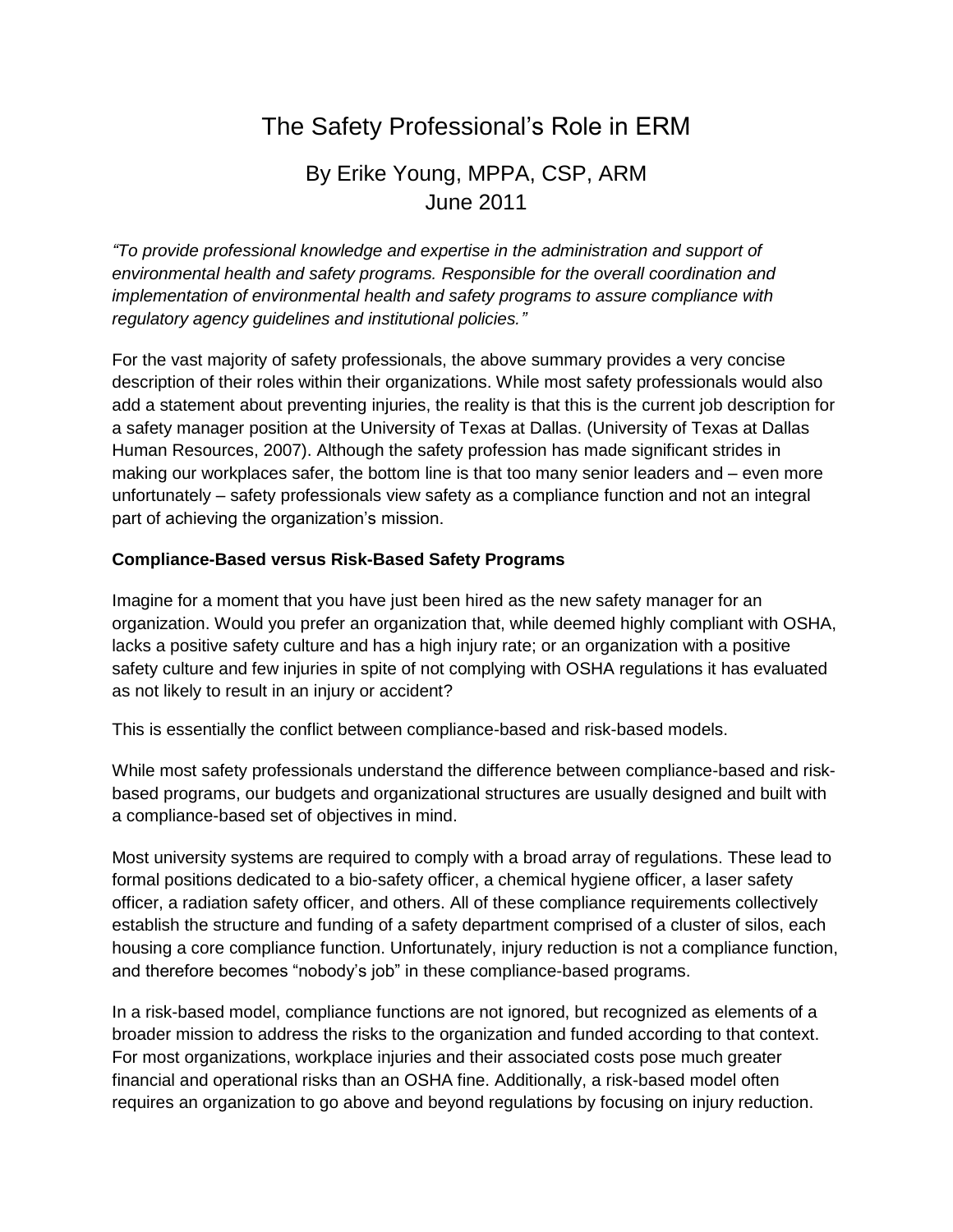# The Safety Professional's Role in ERM

## By Erike Young, MPPA, CSP, ARM
## June 2011

*"To provide professional knowledge and expertise in the administration and support of environmental health and safety programs. Responsible for the overall coordination and implementation of environmental health and safety programs to assure compliance with regulatory agency guidelines and institutional policies."*

For the vast majority of safety professionals, the above summary provides a very concise description of their roles within their organizations. While most safety professionals would also add a statement about preventing injuries, the reality is that this is the current job description for a safety manager position at the University of Texas at Dallas. (University of Texas at Dallas Human Resources, 2007). Although the safety profession has made significant strides in making our workplaces safer, the bottom line is that too many senior leaders and – even more unfortunately – safety professionals view safety as a compliance function and not an integral part of achieving the organization's mission.

### Compliance-Based versus Risk-Based Safety Programs

Imagine for a moment that you have just been hired as the new safety manager for an organization. Would you prefer an organization that, while deemed highly compliant with OSHA, lacks a positive safety culture and has a high injury rate; or an organization with a positive safety culture and few injuries in spite of not complying with OSHA regulations it has evaluated as not likely to result in an injury or accident?

This is essentially the conflict between compliance-based and risk-based models.

While most safety professionals understand the difference between compliance-based and risk-based programs, our budgets and organizational structures are usually designed and built with a compliance-based set of objectives in mind.

Most university systems are required to comply with a broad array of regulations. These lead to formal positions dedicated to a bio-safety officer, a chemical hygiene officer, a laser safety officer, a radiation safety officer, and others. All of these compliance requirements collectively establish the structure and funding of a safety department comprised of a cluster of silos, each housing a core compliance function. Unfortunately, injury reduction is not a compliance function, and therefore becomes "nobody's job" in these compliance-based programs.

In a risk-based model, compliance functions are not ignored, but recognized as elements of a broader mission to address the risks to the organization and funded according to that context. For most organizations, workplace injuries and their associated costs pose much greater financial and operational risks than an OSHA fine. Additionally, a risk-based model often requires an organization to go above and beyond regulations by focusing on injury reduction.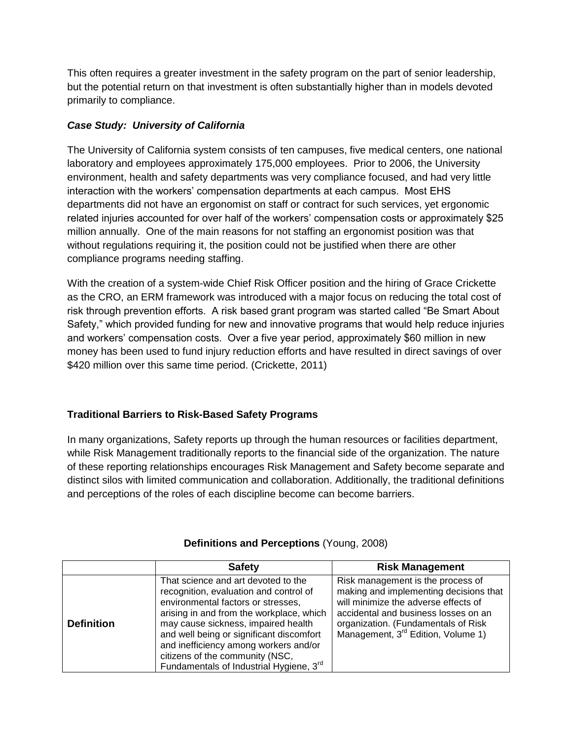This often requires a greater investment in the safety program on the part of senior leadership, but the potential return on that investment is often substantially higher than in models devoted primarily to compliance.

### ***Case Study: University of California***

The University of California system consists of ten campuses, five medical centers, one national laboratory and employees approximately 175,000 employees. Prior to 2006, the University environment, health and safety departments was very compliance focused, and had very little interaction with the workers' compensation departments at each campus. Most EHS departments did not have an ergonomist on staff or contract for such services, yet ergonomic related injuries accounted for over half of the workers' compensation costs or approximately $25 million annually. One of the main reasons for not staffing an ergonomist position was that without regulations requiring it, the position could not be justified when there are other compliance programs needing staffing.

With the creation of a system-wide Chief Risk Officer position and the hiring of Grace Crickette as the CRO, an ERM framework was introduced with a major focus on reducing the total cost of risk through prevention efforts. A risk based grant program was started called "Be Smart About Safety," which provided funding for new and innovative programs that would help reduce injuries and workers' compensation costs. Over a five year period, approximately $60 million in new money has been used to fund injury reduction efforts and have resulted in direct savings of over $420 million over this same time period. (Crickette, 2011)

### **Traditional Barriers to Risk-Based Safety Programs**

In many organizations, Safety reports up through the human resources or facilities department, while Risk Management traditionally reports to the financial side of the organization. The nature of these reporting relationships encourages Risk Management and Safety become separate and distinct silos with limited communication and collaboration. Additionally, the traditional definitions and perceptions of the roles of each discipline become can become barriers.

**Definitions and Perceptions** (Young, 2008)

| | **Safety** | **Risk Management** |
|---|---|---|
| **Definition** | That science and art devoted to the recognition, evaluation and control of environmental factors or stresses, arising in and from the workplace, which may cause sickness, impaired health and well being or significant discomfort and inefficiency among workers and/or citizens of the community (NSC, Fundamentals of Industrial Hygiene, 3rd | Risk management is the process of making and implementing decisions that will minimize the adverse effects of accidental and business losses on an organization. (Fundamentals of Risk Management, 3rd Edition, Volume 1) |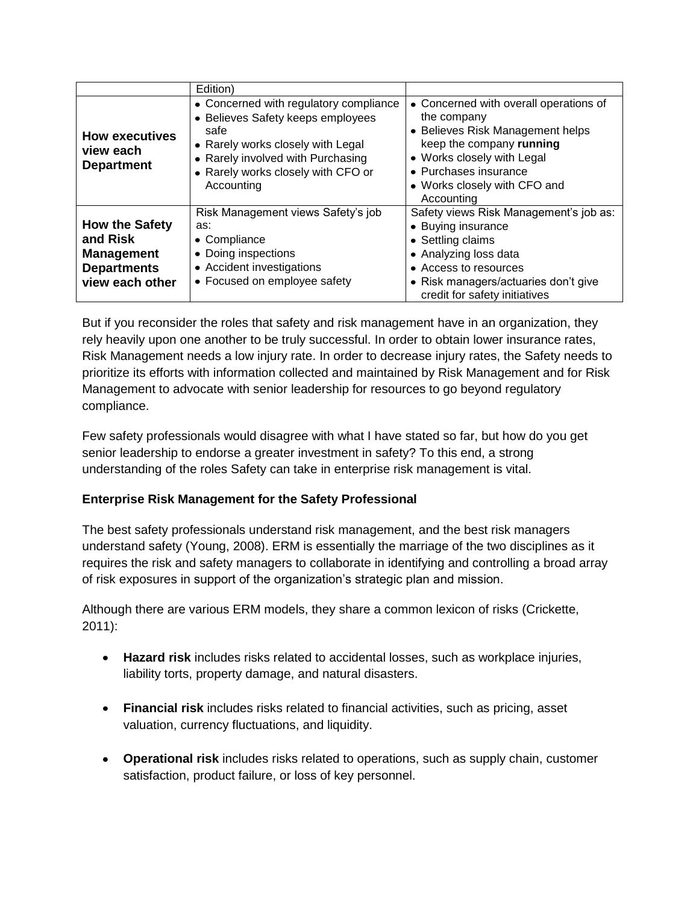| | Edition) | |
|---|---|---|
| **How executives view each Department** | • Concerned with regulatory compliance<br>• Believes Safety keeps employees safe<br>• Rarely works closely with Legal<br>• Rarely involved with Purchasing<br>• Rarely works closely with CFO or Accounting | • Concerned with overall operations of the company<br>• Believes Risk Management helps keep the company **running**<br>• Works closely with Legal<br>• Purchases insurance<br>• Works closely with CFO and Accounting |
| **How the Safety and Risk Management Departments view each other** | Risk Management views Safety's job as:<br>• Compliance<br>• Doing inspections<br>• Accident investigations<br>• Focused on employee safety | Safety views Risk Management's job as:<br>• Buying insurance<br>• Settling claims<br>• Analyzing loss data<br>• Access to resources<br>• Risk managers/actuaries don't give credit for safety initiatives |

But if you reconsider the roles that safety and risk management have in an organization, they rely heavily upon one another to be truly successful. In order to obtain lower insurance rates, Risk Management needs a low injury rate. In order to decrease injury rates, the Safety needs to prioritize its efforts with information collected and maintained by Risk Management and for Risk Management to advocate with senior leadership for resources to go beyond regulatory compliance.

Few safety professionals would disagree with what I have stated so far, but how do you get senior leadership to endorse a greater investment in safety? To this end, a strong understanding of the roles Safety can take in enterprise risk management is vital.

**Enterprise Risk Management for the Safety Professional**

The best safety professionals understand risk management, and the best risk managers understand safety (Young, 2008). ERM is essentially the marriage of the two disciplines as it requires the risk and safety managers to collaborate in identifying and controlling a broad array of risk exposures in support of the organization's strategic plan and mission.

Although there are various ERM models, they share a common lexicon of risks (Crickette, 2011):

- **Hazard risk** includes risks related to accidental losses, such as workplace injuries, liability torts, property damage, and natural disasters.
- **Financial risk** includes risks related to financial activities, such as pricing, asset valuation, currency fluctuations, and liquidity.
- **Operational risk** includes risks related to operations, such as supply chain, customer satisfaction, product failure, or loss of key personnel.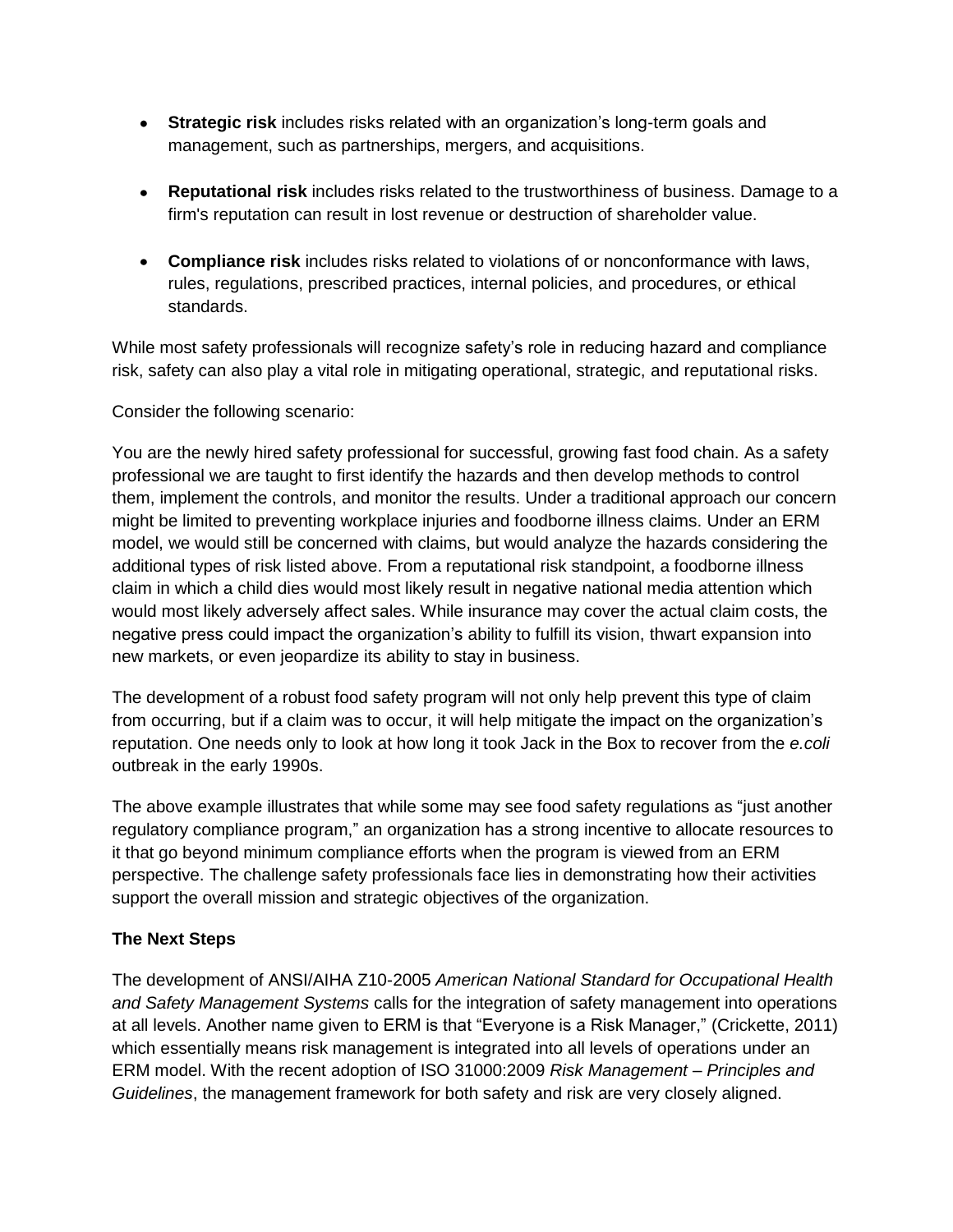- **Strategic risk** includes risks related with an organization's long-term goals and management, such as partnerships, mergers, and acquisitions.
- **Reputational risk** includes risks related to the trustworthiness of business. Damage to a firm's reputation can result in lost revenue or destruction of shareholder value.
- **Compliance risk** includes risks related to violations of or nonconformance with laws, rules, regulations, prescribed practices, internal policies, and procedures, or ethical standards.

While most safety professionals will recognize safety's role in reducing hazard and compliance risk, safety can also play a vital role in mitigating operational, strategic, and reputational risks.

Consider the following scenario:

You are the newly hired safety professional for successful, growing fast food chain. As a safety professional we are taught to first identify the hazards and then develop methods to control them, implement the controls, and monitor the results. Under a traditional approach our concern might be limited to preventing workplace injuries and foodborne illness claims. Under an ERM model, we would still be concerned with claims, but would analyze the hazards considering the additional types of risk listed above. From a reputational risk standpoint, a foodborne illness claim in which a child dies would most likely result in negative national media attention which would most likely adversely affect sales. While insurance may cover the actual claim costs, the negative press could impact the organization's ability to fulfill its vision, thwart expansion into new markets, or even jeopardize its ability to stay in business.

The development of a robust food safety program will not only help prevent this type of claim from occurring, but if a claim was to occur, it will help mitigate the impact on the organization's reputation. One needs only to look at how long it took Jack in the Box to recover from the *e.coli* outbreak in the early 1990s.

The above example illustrates that while some may see food safety regulations as "just another regulatory compliance program," an organization has a strong incentive to allocate resources to it that go beyond minimum compliance efforts when the program is viewed from an ERM perspective. The challenge safety professionals face lies in demonstrating how their activities support the overall mission and strategic objectives of the organization.

**The Next Steps**

The development of ANSI/AIHA Z10-2005 *American National Standard for Occupational Health and Safety Management Systems* calls for the integration of safety management into operations at all levels. Another name given to ERM is that "Everyone is a Risk Manager," (Crickette, 2011) which essentially means risk management is integrated into all levels of operations under an ERM model. With the recent adoption of ISO 31000:2009 *Risk Management – Principles and Guidelines*, the management framework for both safety and risk are very closely aligned.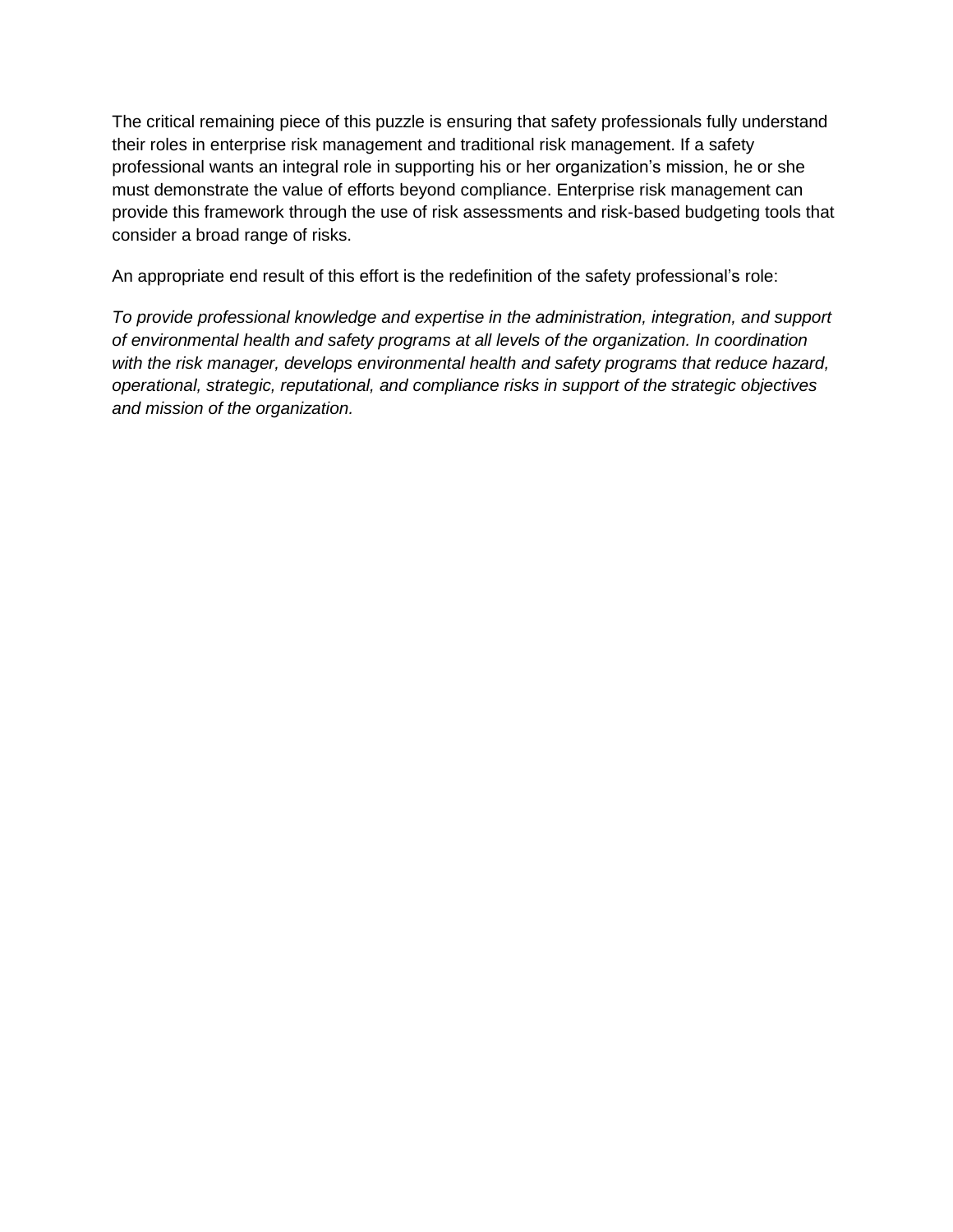The critical remaining piece of this puzzle is ensuring that safety professionals fully understand their roles in enterprise risk management and traditional risk management. If a safety professional wants an integral role in supporting his or her organization's mission, he or she must demonstrate the value of efforts beyond compliance. Enterprise risk management can provide this framework through the use of risk assessments and risk-based budgeting tools that consider a broad range of risks.

An appropriate end result of this effort is the redefinition of the safety professional's role:

*To provide professional knowledge and expertise in the administration, integration, and support of environmental health and safety programs at all levels of the organization. In coordination with the risk manager, develops environmental health and safety programs that reduce hazard, operational, strategic, reputational, and compliance risks in support of the strategic objectives and mission of the organization.*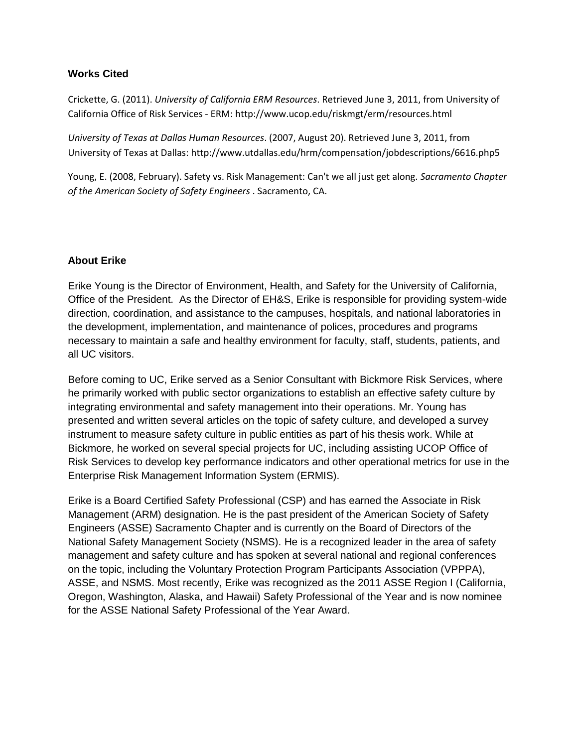## Works Cited

Crickette, G. (2011). *University of California ERM Resources*. Retrieved June 3, 2011, from University of California Office of Risk Services - ERM: http://www.ucop.edu/riskmgt/erm/resources.html

*University of Texas at Dallas Human Resources*. (2007, August 20). Retrieved June 3, 2011, from University of Texas at Dallas: http://www.utdallas.edu/hrm/compensation/jobdescriptions/6616.php5

Young, E. (2008, February). Safety vs. Risk Management: Can't we all just get along. *Sacramento Chapter of the American Society of Safety Engineers* . Sacramento, CA.

## About Erike

Erike Young is the Director of Environment, Health, and Safety for the University of California, Office of the President. As the Director of EH&S, Erike is responsible for providing system-wide direction, coordination, and assistance to the campuses, hospitals, and national laboratories in the development, implementation, and maintenance of polices, procedures and programs necessary to maintain a safe and healthy environment for faculty, staff, students, patients, and all UC visitors.

Before coming to UC, Erike served as a Senior Consultant with Bickmore Risk Services, where he primarily worked with public sector organizations to establish an effective safety culture by integrating environmental and safety management into their operations. Mr. Young has presented and written several articles on the topic of safety culture, and developed a survey instrument to measure safety culture in public entities as part of his thesis work. While at Bickmore, he worked on several special projects for UC, including assisting UCOP Office of Risk Services to develop key performance indicators and other operational metrics for use in the Enterprise Risk Management Information System (ERMIS).

Erike is a Board Certified Safety Professional (CSP) and has earned the Associate in Risk Management (ARM) designation. He is the past president of the American Society of Safety Engineers (ASSE) Sacramento Chapter and is currently on the Board of Directors of the National Safety Management Society (NSMS). He is a recognized leader in the area of safety management and safety culture and has spoken at several national and regional conferences on the topic, including the Voluntary Protection Program Participants Association (VPPPA), ASSE, and NSMS. Most recently, Erike was recognized as the 2011 ASSE Region I (California, Oregon, Washington, Alaska, and Hawaii) Safety Professional of the Year and is now nominee for the ASSE National Safety Professional of the Year Award.